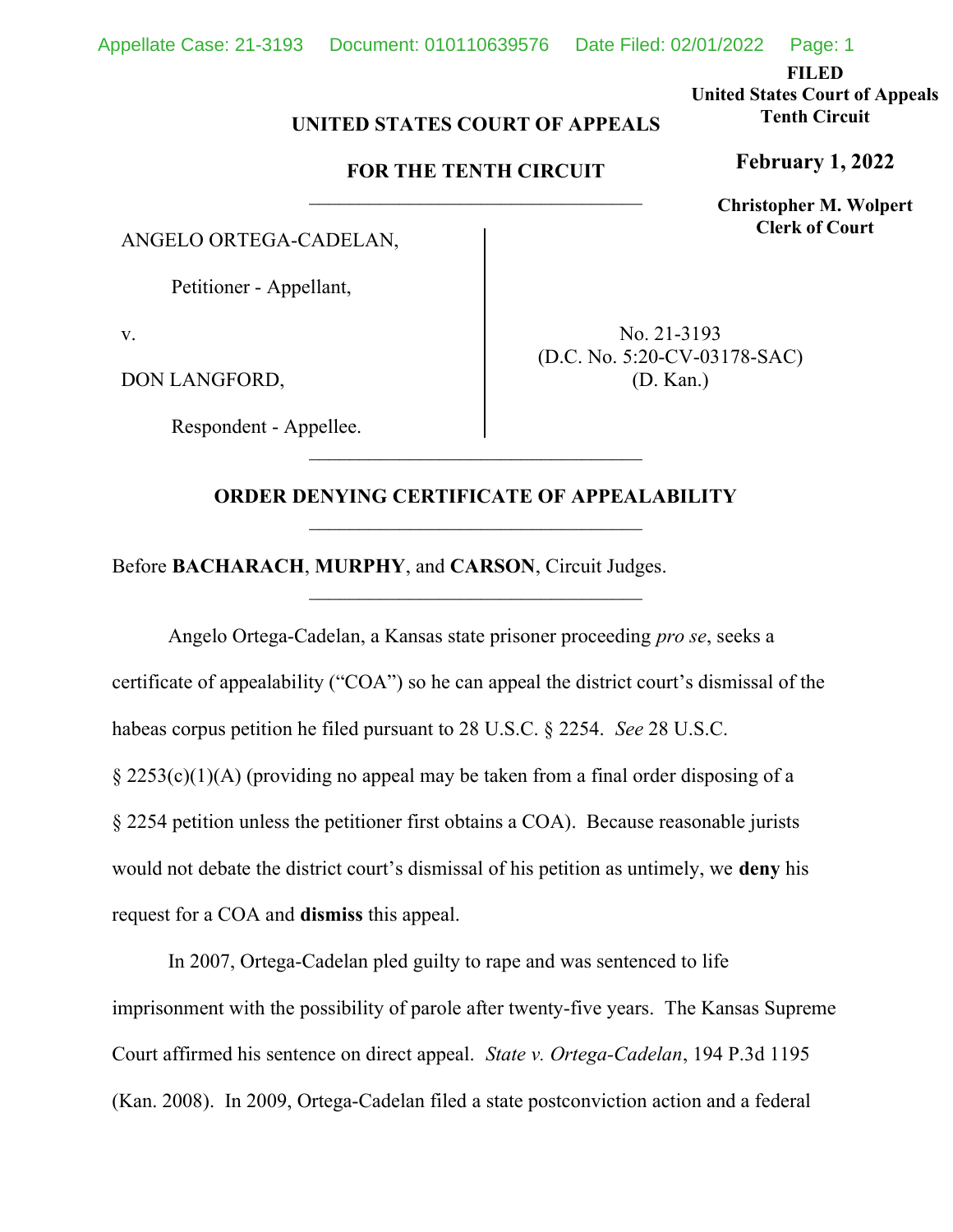**FILED**
**United States Court of Appeals**
**Tenth Circuit**

**February 1, 2022**

**Christopher M. Wolpert**
**Clerk of Court**

**UNITED STATES COURT OF APPEALS**

**FOR THE TENTH CIRCUIT**

---

ANGELO ORTEGA-CADELAN,

Petitioner - Appellant,

v.

DON LANGFORD,

Respondent - Appellee.

No. 21-3193
(D.C. No. 5:20-CV-03178-SAC)
(D. Kan.)

---

**ORDER DENYING CERTIFICATE OF APPEALABILITY**

---

Before **BACHARACH**, **MURPHY**, and **CARSON**, Circuit Judges.

---

Angelo Ortega-Cadelan, a Kansas state prisoner proceeding *pro se*, seeks a certificate of appealability ("COA") so he can appeal the district court's dismissal of the habeas corpus petition he filed pursuant to 28 U.S.C. § 2254. *See* 28 U.S.C. § 2253(c)(1)(A) (providing no appeal may be taken from a final order disposing of a § 2254 petition unless the petitioner first obtains a COA). Because reasonable jurists would not debate the district court's dismissal of his petition as untimely, we **deny** his request for a COA and **dismiss** this appeal.

In 2007, Ortega-Cadelan pled guilty to rape and was sentenced to life imprisonment with the possibility of parole after twenty-five years. The Kansas Supreme Court affirmed his sentence on direct appeal. *State v. Ortega-Cadelan*, 194 P.3d 1195 (Kan. 2008). In 2009, Ortega-Cadelan filed a state postconviction action and a federal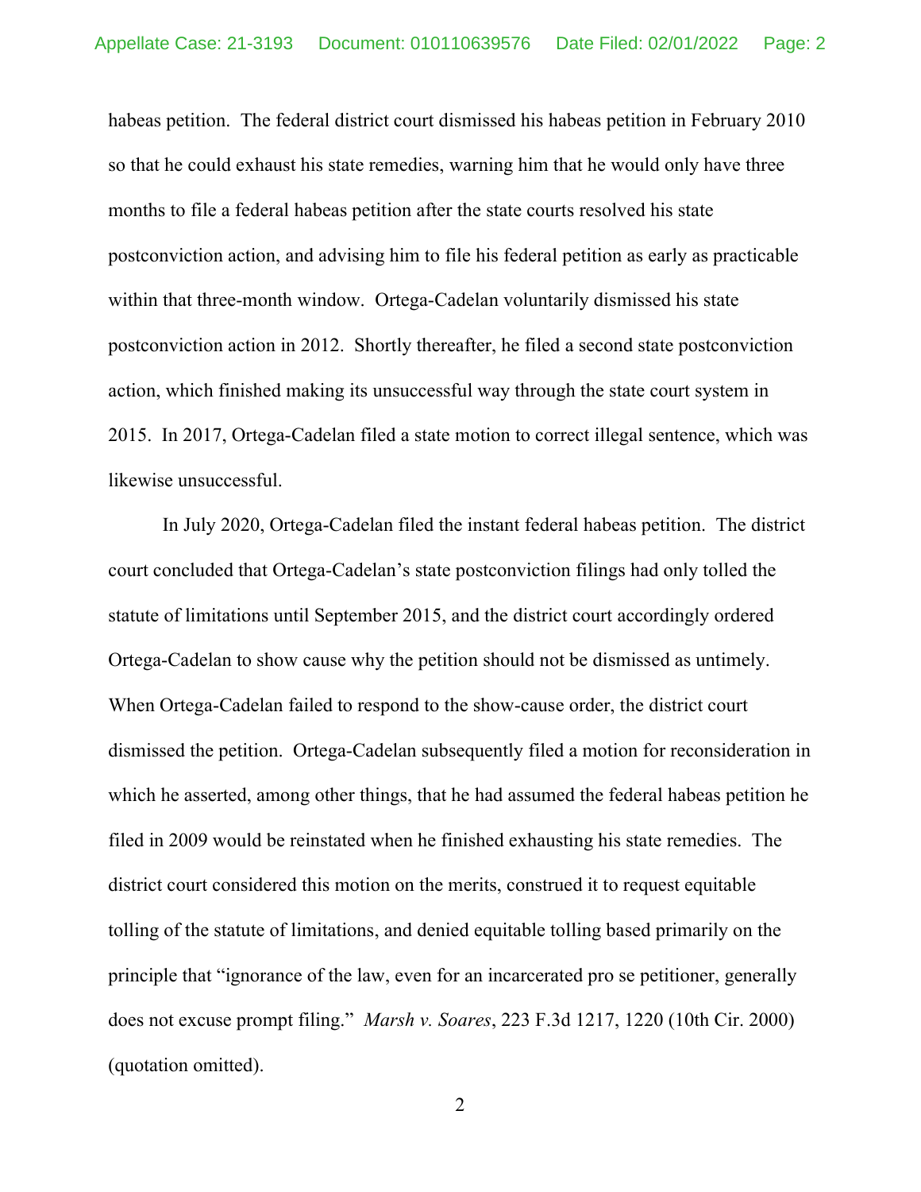habeas petition. The federal district court dismissed his habeas petition in February 2010 so that he could exhaust his state remedies, warning him that he would only have three months to file a federal habeas petition after the state courts resolved his state postconviction action, and advising him to file his federal petition as early as practicable within that three-month window. Ortega-Cadelan voluntarily dismissed his state postconviction action in 2012. Shortly thereafter, he filed a second state postconviction action, which finished making its unsuccessful way through the state court system in 2015. In 2017, Ortega-Cadelan filed a state motion to correct illegal sentence, which was likewise unsuccessful.

In July 2020, Ortega-Cadelan filed the instant federal habeas petition. The district court concluded that Ortega-Cadelan's state postconviction filings had only tolled the statute of limitations until September 2015, and the district court accordingly ordered Ortega-Cadelan to show cause why the petition should not be dismissed as untimely. When Ortega-Cadelan failed to respond to the show-cause order, the district court dismissed the petition. Ortega-Cadelan subsequently filed a motion for reconsideration in which he asserted, among other things, that he had assumed the federal habeas petition he filed in 2009 would be reinstated when he finished exhausting his state remedies. The district court considered this motion on the merits, construed it to request equitable tolling of the statute of limitations, and denied equitable tolling based primarily on the principle that "ignorance of the law, even for an incarcerated pro se petitioner, generally does not excuse prompt filing." *Marsh v. Soares*, 223 F.3d 1217, 1220 (10th Cir. 2000) (quotation omitted).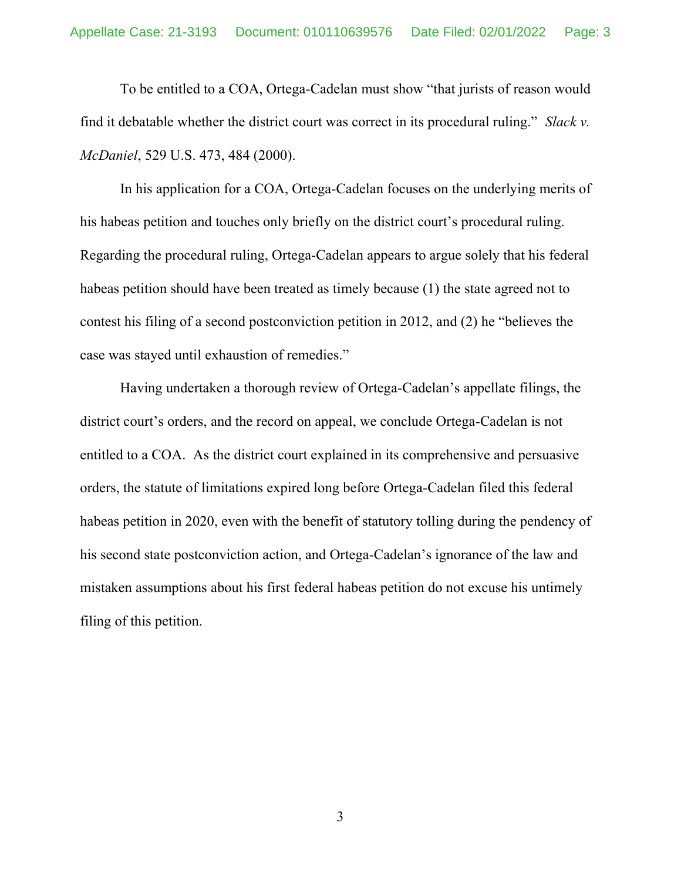To be entitled to a COA, Ortega-Cadelan must show "that jurists of reason would find it debatable whether the district court was correct in its procedural ruling." *Slack v. McDaniel*, 529 U.S. 473, 484 (2000).

In his application for a COA, Ortega-Cadelan focuses on the underlying merits of his habeas petition and touches only briefly on the district court's procedural ruling. Regarding the procedural ruling, Ortega-Cadelan appears to argue solely that his federal habeas petition should have been treated as timely because (1) the state agreed not to contest his filing of a second postconviction petition in 2012, and (2) he "believes the case was stayed until exhaustion of remedies."

Having undertaken a thorough review of Ortega-Cadelan's appellate filings, the district court's orders, and the record on appeal, we conclude Ortega-Cadelan is not entitled to a COA. As the district court explained in its comprehensive and persuasive orders, the statute of limitations expired long before Ortega-Cadelan filed this federal habeas petition in 2020, even with the benefit of statutory tolling during the pendency of his second state postconviction action, and Ortega-Cadelan's ignorance of the law and mistaken assumptions about his first federal habeas petition do not excuse his untimely filing of this petition.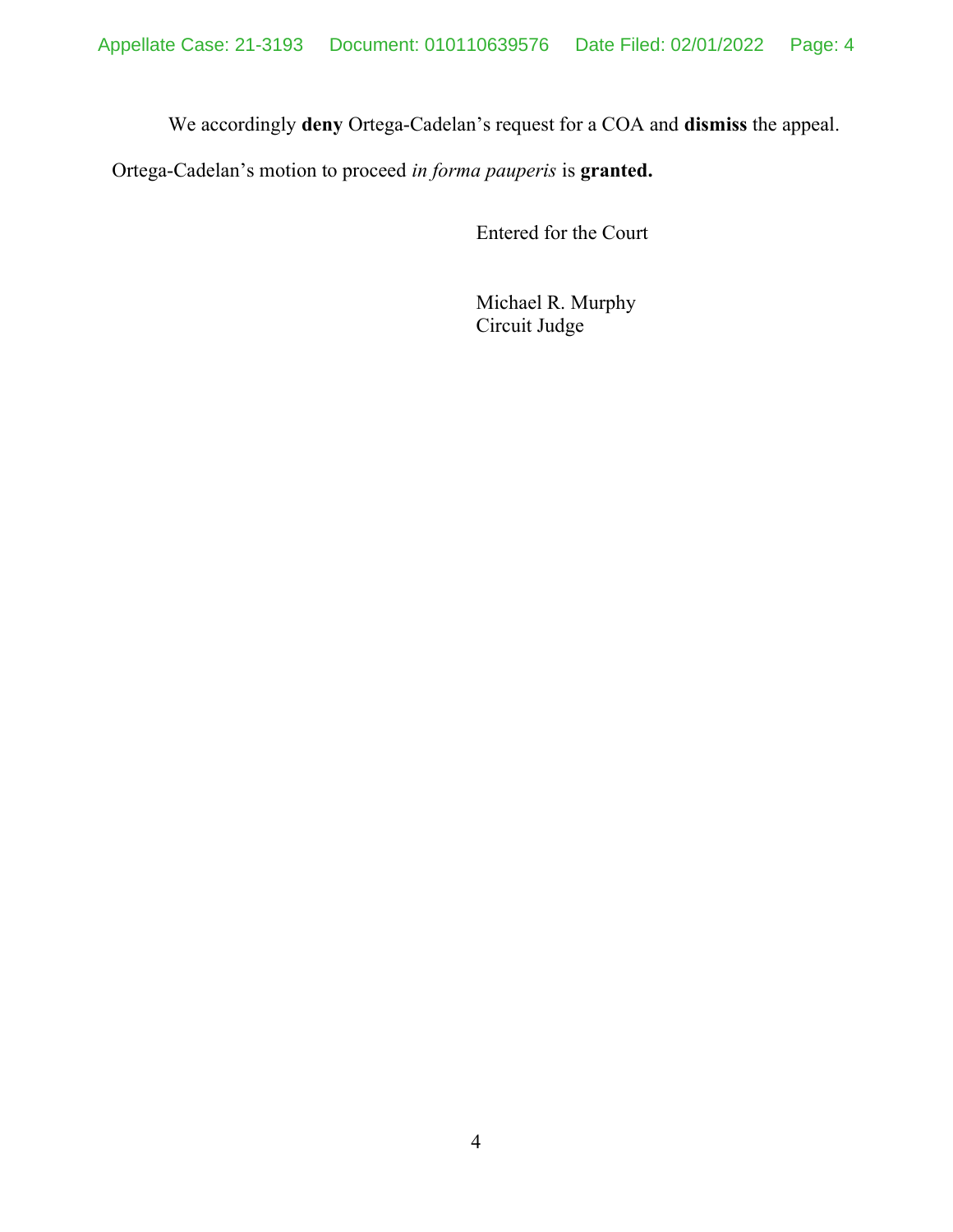We accordingly **deny** Ortega-Cadelan's request for a COA and **dismiss** the appeal.

Ortega-Cadelan's motion to proceed *in forma pauperis* is **granted.**

Entered for the Court

Michael R. Murphy
Circuit Judge